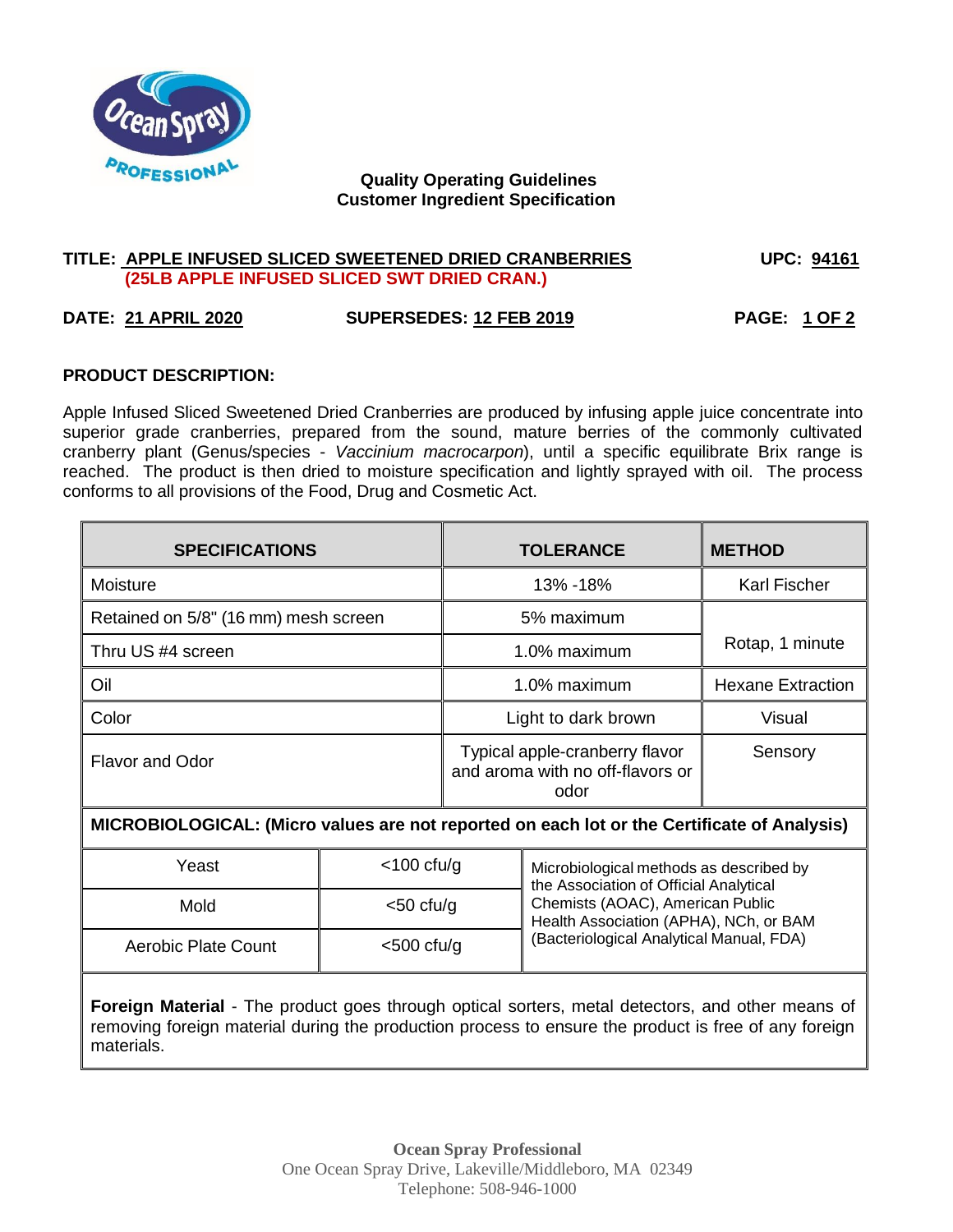**Quality Operating Guidelines**
**Customer Ingredient Specification**

**TITLE: APPLE INFUSED SLICED SWEETENED DRIED CRANBERRIES** **UPC: 94161**
**(25LB APPLE INFUSED SLICED SWT DRIED CRAN.)**

**DATE: 21 APRIL 2020** **SUPERSEDES: 12 FEB 2019** **PAGE: 1 OF 2**

## PRODUCT DESCRIPTION:

Apple Infused Sliced Sweetened Dried Cranberries are produced by infusing apple juice concentrate into superior grade cranberries, prepared from the sound, mature berries of the commonly cultivated cranberry plant (Genus/species - *Vaccinium macrocarpon*), until a specific equilibrate Brix range is reached. The product is then dried to moisture specification and lightly sprayed with oil. The process conforms to all provisions of the Food, Drug and Cosmetic Act.

| SPECIFICATIONS | TOLERANCE | METHOD |
|---|---|---|
| Moisture | 13% -18% | Karl Fischer |
| Retained on 5/8" (16 mm) mesh screen | 5% maximum | Rotap, 1 minute |
| Thru US #4 screen | 1.0% maximum | |
| Oil | 1.0% maximum | Hexane Extraction |
| Color | Light to dark brown | Visual |
| Flavor and Odor | Typical apple-cranberry flavor and aroma with no off-flavors or odor | Sensory |

**MICROBIOLOGICAL: (Micro values are not reported on each lot or the Certificate of Analysis)**

| Test | Limit | Method |
|---|---|---|
| Yeast | <100 cfu/g | Microbiological methods as described by the Association of Official Analytical Chemists (AOAC), American Public Health Association (APHA), NCh, or BAM (Bacteriological Analytical Manual, FDA) |
| Mold | <50 cfu/g | |
| Aerobic Plate Count | <500 cfu/g | |

**Foreign Material** - The product goes through optical sorters, metal detectors, and other means of removing foreign material during the production process to ensure the product is free of any foreign materials.

**Ocean Spray Professional**
One Ocean Spray Drive, Lakeville/Middleboro, MA 02349
Telephone: 508-946-1000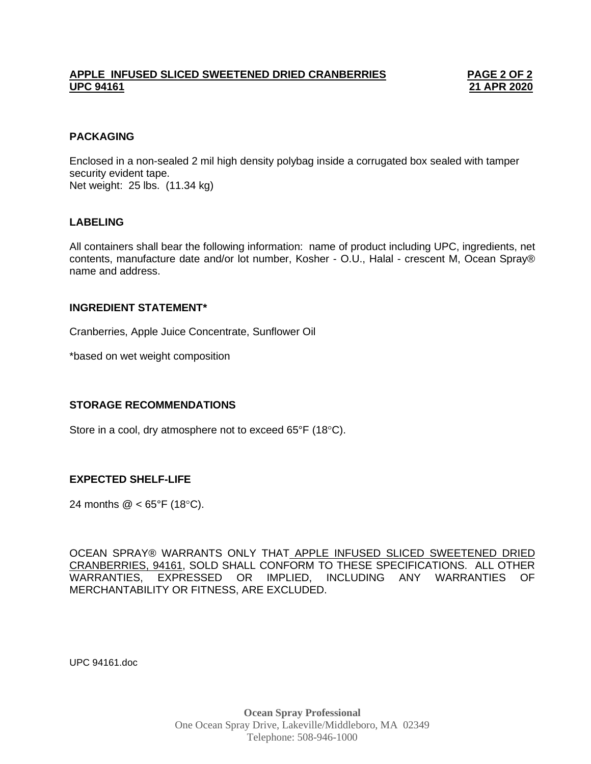## PACKAGING

Enclosed in a non-sealed 2 mil high density polybag inside a corrugated box sealed with tamper security evident tape.
Net weight: 25 lbs. (11.34 kg)

## LABELING

All containers shall bear the following information: name of product including UPC, ingredients, net contents, manufacture date and/or lot number, Kosher - O.U., Halal - crescent M, Ocean Spray® name and address.

## INGREDIENT STATEMENT*

Cranberries, Apple Juice Concentrate, Sunflower Oil

*based on wet weight composition

## STORAGE RECOMMENDATIONS

Store in a cool, dry atmosphere not to exceed 65°F (18°C).

## EXPECTED SHELF-LIFE

24 months @ < 65°F (18°C).

OCEAN SPRAY® WARRANTS ONLY THAT APPLE INFUSED SLICED SWEETENED DRIED CRANBERRIES, 94161, SOLD SHALL CONFORM TO THESE SPECIFICATIONS. ALL OTHER WARRANTIES, EXPRESSED OR IMPLIED, INCLUDING ANY WARRANTIES OF MERCHANTABILITY OR FITNESS, ARE EXCLUDED.

UPC 94161.doc

**Ocean Spray Professional**
One Ocean Spray Drive, Lakeville/Middleboro, MA 02349
Telephone: 508-946-1000